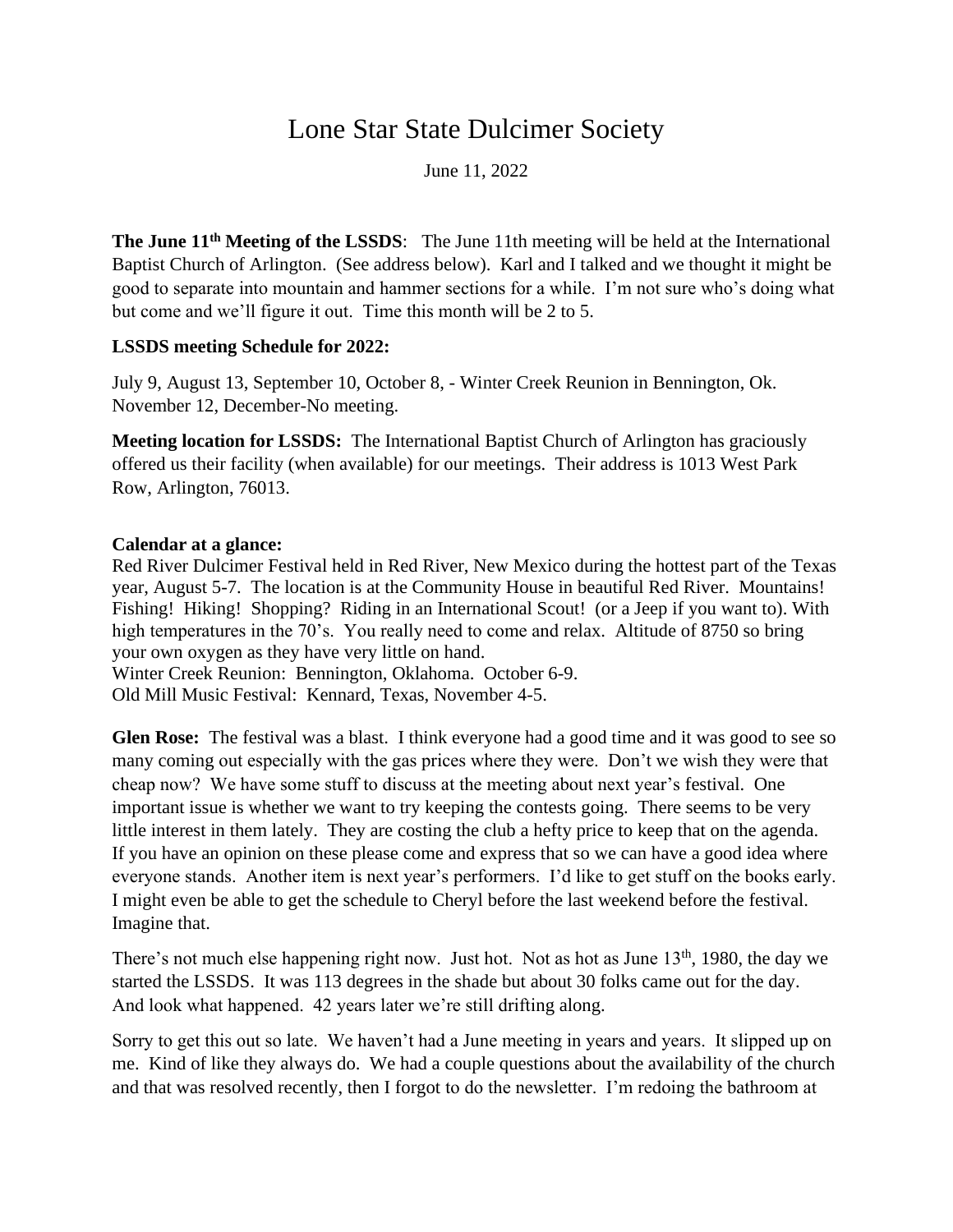// Lone Star State Dulcimer Society

June 11, 2022

**The June 11th Meeting of the LSSDS**: The June 11th meeting will be held at the International Baptist Church of Arlington. (See address below). Karl and I talked and we thought it might be good to separate into mountain and hammer sections for a while. I'm not sure who's doing what but come and we'll figure it out. Time this month will be 2 to 5.

**LSSDS meeting Schedule for 2022:**

July 9, August 13, September 10, October 8, - Winter Creek Reunion in Bennington, Ok. November 12, December-No meeting.

**Meeting location for LSSDS:** The International Baptist Church of Arlington has graciously offered us their facility (when available) for our meetings. Their address is 1013 West Park Row, Arlington, 76013.

**Calendar at a glance:**

Red River Dulcimer Festival held in Red River, New Mexico during the hottest part of the Texas year, August 5-7. The location is at the Community House in beautiful Red River. Mountains! Fishing! Hiking! Shopping? Riding in an International Scout! (or a Jeep if you want to). With high temperatures in the 70's. You really need to come and relax. Altitude of 8750 so bring your own oxygen as they have very little on hand.
Winter Creek Reunion: Bennington, Oklahoma. October 6-9.
Old Mill Music Festival: Kennard, Texas, November 4-5.

**Glen Rose:** The festival was a blast. I think everyone had a good time and it was good to see so many coming out especially with the gas prices where they were. Don't we wish they were that cheap now? We have some stuff to discuss at the meeting about next year's festival. One important issue is whether we want to try keeping the contests going. There seems to be very little interest in them lately. They are costing the club a hefty price to keep that on the agenda. If you have an opinion on these please come and express that so we can have a good idea where everyone stands. Another item is next year's performers. I'd like to get stuff on the books early. I might even be able to get the schedule to Cheryl before the last weekend before the festival. Imagine that.

There's not much else happening right now. Just hot. Not as hot as June 13th, 1980, the day we started the LSSDS. It was 113 degrees in the shade but about 30 folks came out for the day. And look what happened. 42 years later we're still drifting along.

Sorry to get this out so late. We haven't had a June meeting in years and years. It slipped up on me. Kind of like they always do. We had a couple questions about the availability of the church and that was resolved recently, then I forgot to do the newsletter. I'm redoing the bathroom at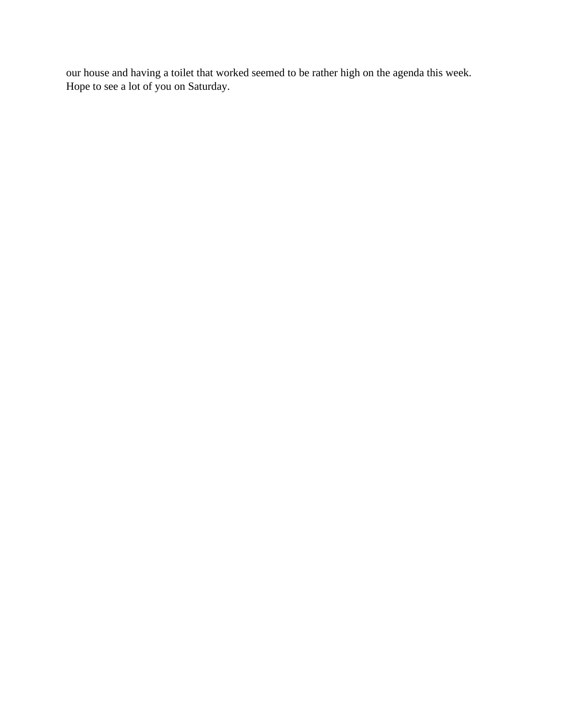our house and having a toilet that worked seemed to be rather high on the agenda this week. Hope to see a lot of you on Saturday.